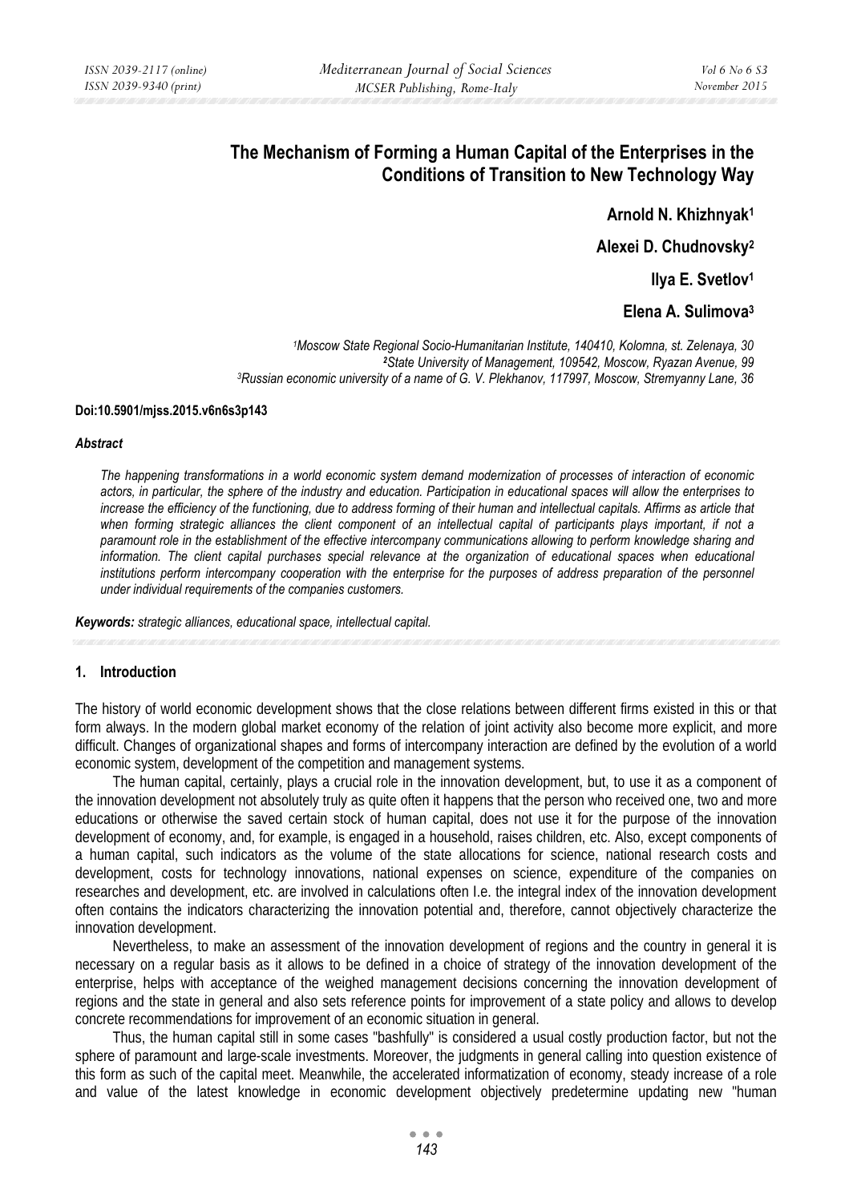# The Mechanism of Forming a Human Capital of the Enterprises in the Conditions of Transition to New Technology Way

**Arnold N. Khizhnyak[1]**

**Alexei D. Chudnovsky[2]**

**Ilya E. Svetlov[1]**

**Elena A. Sulimova[3]**

*[1]Moscow State Regional Socio-Humanitarian Institute, 140410, Kolomna, st. Zelenaya, 30*
*[2]State University of Management, 109542, Moscow, Ryazan Avenue, 99*
*[3]Russian economic university of a name of G. V. Plekhanov, 117997, Moscow, Stremyanny Lane, 36*

**Doi:10.5901/mjss.2015.v6n6s3p143**

***Abstract***

*The happening transformations in a world economic system demand modernization of processes of interaction of economic actors, in particular, the sphere of the industry and education. Participation in educational spaces will allow the enterprises to increase the efficiency of the functioning, due to address forming of their human and intellectual capitals. Affirms as article that when forming strategic alliances the client component of an intellectual capital of participants plays important, if not a paramount role in the establishment of the effective intercompany communications allowing to perform knowledge sharing and information. The client capital purchases special relevance at the organization of educational spaces when educational institutions perform intercompany cooperation with the enterprise for the purposes of address preparation of the personnel under individual requirements of the companies customers.*

***Keywords:*** *strategic alliances, educational space, intellectual capital.*

## 1. Introduction

The history of world economic development shows that the close relations between different firms existed in this or that form always. In the modern global market economy of the relation of joint activity also become more explicit, and more difficult. Changes of organizational shapes and forms of intercompany interaction are defined by the evolution of a world economic system, development of the competition and management systems.

The human capital, certainly, plays a crucial role in the innovation development, but, to use it as a component of the innovation development not absolutely truly as quite often it happens that the person who received one, two and more educations or otherwise the saved certain stock of human capital, does not use it for the purpose of the innovation development of economy, and, for example, is engaged in a household, raises children, etc. Also, except components of a human capital, such indicators as the volume of the state allocations for science, national research costs and development, costs for technology innovations, national expenses on science, expenditure of the companies on researches and development, etc. are involved in calculations often I.e. the integral index of the innovation development often contains the indicators characterizing the innovation potential and, therefore, cannot objectively characterize the innovation development.

Nevertheless, to make an assessment of the innovation development of regions and the country in general it is necessary on a regular basis as it allows to be defined in a choice of strategy of the innovation development of the enterprise, helps with acceptance of the weighed management decisions concerning the innovation development of regions and the state in general and also sets reference points for improvement of a state policy and allows to develop concrete recommendations for improvement of an economic situation in general.

Thus, the human capital still in some cases "bashfully" is considered a usual costly production factor, but not the sphere of paramount and large-scale investments. Moreover, the judgments in general calling into question existence of this form as such of the capital meet. Meanwhile, the accelerated informatization of economy, steady increase of a role and value of the latest knowledge in economic development objectively predetermine updating new "human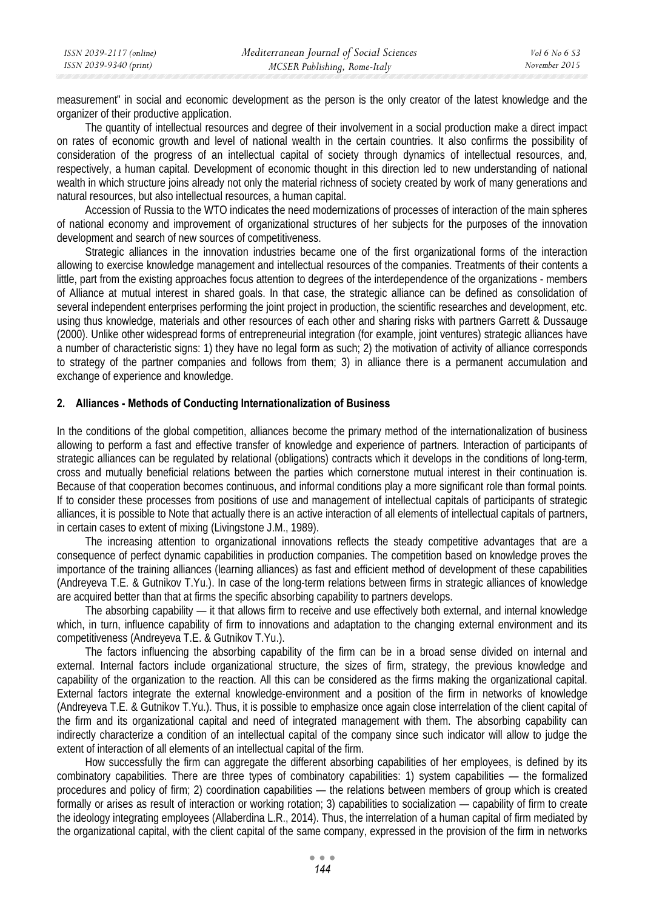measurement" in social and economic development as the person is the only creator of the latest knowledge and the organizer of their productive application.

The quantity of intellectual resources and degree of their involvement in a social production make a direct impact on rates of economic growth and level of national wealth in the certain countries. It also confirms the possibility of consideration of the progress of an intellectual capital of society through dynamics of intellectual resources, and, respectively, a human capital. Development of economic thought in this direction led to new understanding of national wealth in which structure joins already not only the material richness of society created by work of many generations and natural resources, but also intellectual resources, a human capital.

Accession of Russia to the WTO indicates the need modernizations of processes of interaction of the main spheres of national economy and improvement of organizational structures of her subjects for the purposes of the innovation development and search of new sources of competitiveness.

Strategic alliances in the innovation industries became one of the first organizational forms of the interaction allowing to exercise knowledge management and intellectual resources of the companies. Treatments of their contents a little, part from the existing approaches focus attention to degrees of the interdependence of the organizations - members of Alliance at mutual interest in shared goals. In that case, the strategic alliance can be defined as consolidation of several independent enterprises performing the joint project in production, the scientific researches and development, etc. using thus knowledge, materials and other resources of each other and sharing risks with partners Garrett & Dussauge (2000). Unlike other widespread forms of entrepreneurial integration (for example, joint ventures) strategic alliances have a number of characteristic signs: 1) they have no legal form as such; 2) the motivation of activity of alliance corresponds to strategy of the partner companies and follows from them; 3) in alliance there is a permanent accumulation and exchange of experience and knowledge.

## 2. Alliances - Methods of Conducting Internationalization of Business

In the conditions of the global competition, alliances become the primary method of the internationalization of business allowing to perform a fast and effective transfer of knowledge and experience of partners. Interaction of participants of strategic alliances can be regulated by relational (obligations) contracts which it develops in the conditions of long-term, cross and mutually beneficial relations between the parties which cornerstone mutual interest in their continuation is. Because of that cooperation becomes continuous, and informal conditions play a more significant role than formal points. If to consider these processes from positions of use and management of intellectual capitals of participants of strategic alliances, it is possible to Note that actually there is an active interaction of all elements of intellectual capitals of partners, in certain cases to extent of mixing (Livingstone J.M., 1989).

The increasing attention to organizational innovations reflects the steady competitive advantages that are a consequence of perfect dynamic capabilities in production companies. The competition based on knowledge proves the importance of the training alliances (learning alliances) as fast and efficient method of development of these capabilities (Andreyeva T.E. & Gutnikov T.Yu.). In case of the long-term relations between firms in strategic alliances of knowledge are acquired better than that at firms the specific absorbing capability to partners develops.

The absorbing capability — it that allows firm to receive and use effectively both external, and internal knowledge which, in turn, influence capability of firm to innovations and adaptation to the changing external environment and its competitiveness (Andreyeva T.E. & Gutnikov T.Yu.).

The factors influencing the absorbing capability of the firm can be in a broad sense divided on internal and external. Internal factors include organizational structure, the sizes of firm, strategy, the previous knowledge and capability of the organization to the reaction. All this can be considered as the firms making the organizational capital. External factors integrate the external knowledge-environment and a position of the firm in networks of knowledge (Andreyeva T.E. & Gutnikov T.Yu.). Thus, it is possible to emphasize once again close interrelation of the client capital of the firm and its organizational capital and need of integrated management with them. The absorbing capability can indirectly characterize a condition of an intellectual capital of the company since such indicator will allow to judge the extent of interaction of all elements of an intellectual capital of the firm.

How successfully the firm can aggregate the different absorbing capabilities of her employees, is defined by its combinatory capabilities. There are three types of combinatory capabilities: 1) system capabilities — the formalized procedures and policy of firm; 2) coordination capabilities — the relations between members of group which is created formally or arises as result of interaction or working rotation; 3) capabilities to socialization — capability of firm to create the ideology integrating employees (Allaberdina L.R., 2014). Thus, the interrelation of a human capital of firm mediated by the organizational capital, with the client capital of the same company, expressed in the provision of the firm in networks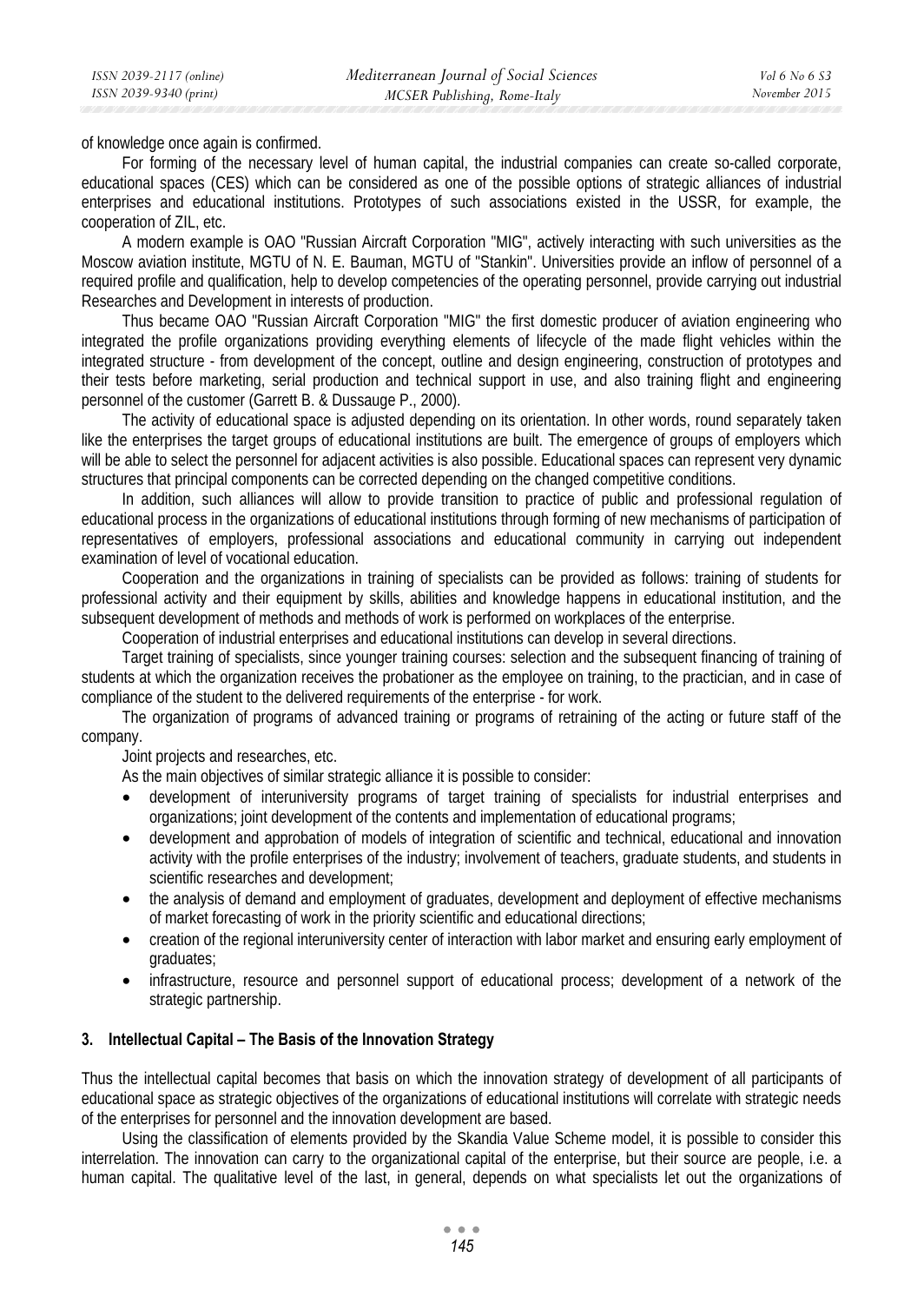of knowledge once again is confirmed.

For forming of the necessary level of human capital, the industrial companies can create so-called corporate, educational spaces (CES) which can be considered as one of the possible options of strategic alliances of industrial enterprises and educational institutions. Prototypes of such associations existed in the USSR, for example, the cooperation of ZIL, etc.

A modern example is OAO "Russian Aircraft Corporation "MIG", actively interacting with such universities as the Moscow aviation institute, MGTU of N. E. Bauman, MGTU of "Stankin". Universities provide an inflow of personnel of a required profile and qualification, help to develop competencies of the operating personnel, provide carrying out industrial Researches and Development in interests of production.

Thus became OAO "Russian Aircraft Corporation "MIG" the first domestic producer of aviation engineering who integrated the profile organizations providing everything elements of lifecycle of the made flight vehicles within the integrated structure - from development of the concept, outline and design engineering, construction of prototypes and their tests before marketing, serial production and technical support in use, and also training flight and engineering personnel of the customer (Garrett B. & Dussauge P., 2000).

The activity of educational space is adjusted depending on its orientation. In other words, round separately taken like the enterprises the target groups of educational institutions are built. The emergence of groups of employers which will be able to select the personnel for adjacent activities is also possible. Educational spaces can represent very dynamic structures that principal components can be corrected depending on the changed competitive conditions.

In addition, such alliances will allow to provide transition to practice of public and professional regulation of educational process in the organizations of educational institutions through forming of new mechanisms of participation of representatives of employers, professional associations and educational community in carrying out independent examination of level of vocational education.

Cooperation and the organizations in training of specialists can be provided as follows: training of students for professional activity and their equipment by skills, abilities and knowledge happens in educational institution, and the subsequent development of methods and methods of work is performed on workplaces of the enterprise.

Cooperation of industrial enterprises and educational institutions can develop in several directions.

Target training of specialists, since younger training courses: selection and the subsequent financing of training of students at which the organization receives the probationer as the employee on training, to the practician, and in case of compliance of the student to the delivered requirements of the enterprise - for work.

The organization of programs of advanced training or programs of retraining of the acting or future staff of the company.

Joint projects and researches, etc.

As the main objectives of similar strategic alliance it is possible to consider:

- development of interuniversity programs of target training of specialists for industrial enterprises and organizations; joint development of the contents and implementation of educational programs;
- development and approbation of models of integration of scientific and technical, educational and innovation activity with the profile enterprises of the industry; involvement of teachers, graduate students, and students in scientific researches and development;
- the analysis of demand and employment of graduates, development and deployment of effective mechanisms of market forecasting of work in the priority scientific and educational directions;
- creation of the regional interuniversity center of interaction with labor market and ensuring early employment of graduates;
- infrastructure, resource and personnel support of educational process; development of a network of the strategic partnership.

## 3. Intellectual Capital – The Basis of the Innovation Strategy

Thus the intellectual capital becomes that basis on which the innovation strategy of development of all participants of educational space as strategic objectives of the organizations of educational institutions will correlate with strategic needs of the enterprises for personnel and the innovation development are based.

Using the classification of elements provided by the Skandia Value Scheme model, it is possible to consider this interrelation. The innovation can carry to the organizational capital of the enterprise, but their source are people, i.e. a human capital. The qualitative level of the last, in general, depends on what specialists let out the organizations of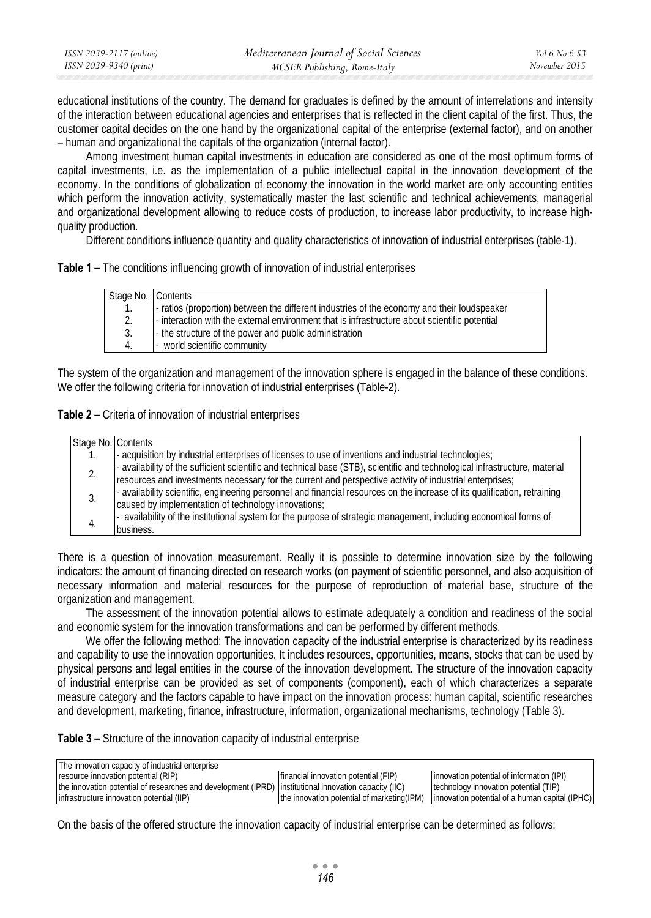educational institutions of the country. The demand for graduates is defined by the amount of interrelations and intensity of the interaction between educational agencies and enterprises that is reflected in the client capital of the first. Thus, the customer capital decides on the one hand by the organizational capital of the enterprise (external factor), and on another – human and organizational the capitals of the organization (internal factor).

Among investment human capital investments in education are considered as one of the most optimum forms of capital investments, i.e. as the implementation of a public intellectual capital in the innovation development of the economy. In the conditions of globalization of economy the innovation in the world market are only accounting entities which perform the innovation activity, systematically master the last scientific and technical achievements, managerial and organizational development allowing to reduce costs of production, to increase labor productivity, to increase high-quality production.

Different conditions influence quantity and quality characteristics of innovation of industrial enterprises (table-1).

**Table 1 –** The conditions influencing growth of innovation of industrial enterprises

| Stage No. | Contents |
|---|---|
| 1. | - ratios (proportion) between the different industries of the economy and their loudspeaker |
| 2. | - interaction with the external environment that is infrastructure about scientific potential |
| 3. | - the structure of the power and public administration |
| 4. | - world scientific community |

The system of the organization and management of the innovation sphere is engaged in the balance of these conditions. We offer the following criteria for innovation of industrial enterprises (Table-2).

**Table 2 –** Criteria of innovation of industrial enterprises

| Stage No. | Contents |
|---|---|
| 1. | - acquisition by industrial enterprises of licenses to use of inventions and industrial technologies; |
| 2. | - availability of the sufficient scientific and technical base (STB), scientific and technological infrastructure, material resources and investments necessary for the current and perspective activity of industrial enterprises; |
| 3. | - availability scientific, engineering personnel and financial resources on the increase of its qualification, retraining caused by implementation of technology innovations; |
| 4. | - availability of the institutional system for the purpose of strategic management, including economical forms of business. |

There is a question of innovation measurement. Really it is possible to determine innovation size by the following indicators: the amount of financing directed on research works (on payment of scientific personnel, and also acquisition of necessary information and material resources for the purpose of reproduction of material base, structure of the organization and management.

The assessment of the innovation potential allows to estimate adequately a condition and readiness of the social and economic system for the innovation transformations and can be performed by different methods.

We offer the following method: The innovation capacity of the industrial enterprise is characterized by its readiness and capability to use the innovation opportunities. It includes resources, opportunities, means, stocks that can be used by physical persons and legal entities in the course of the innovation development. The structure of the innovation capacity of industrial enterprise can be provided as set of components (component), each of which characterizes a separate measure category and the factors capable to have impact on the innovation process: human capital, scientific researches and development, marketing, finance, infrastructure, information, organizational mechanisms, technology (Table 3).

**Table 3 –** Structure of the innovation capacity of industrial enterprise

| The innovation capacity of industrial enterprise | | |
|---|---|---|
| resource innovation potential (RIP) | financial innovation potential (FIP) | innovation potential of information (IPI) |
| the innovation potential of researches and development (IPRD) | institutional innovation capacity (IIC) | technology innovation potential (TIP) |
| infrastructure innovation potential (IIP) | the innovation potential of marketing(IPM) | innovation potential of a human capital (IPHC) |

On the basis of the offered structure the innovation capacity of industrial enterprise can be determined as follows: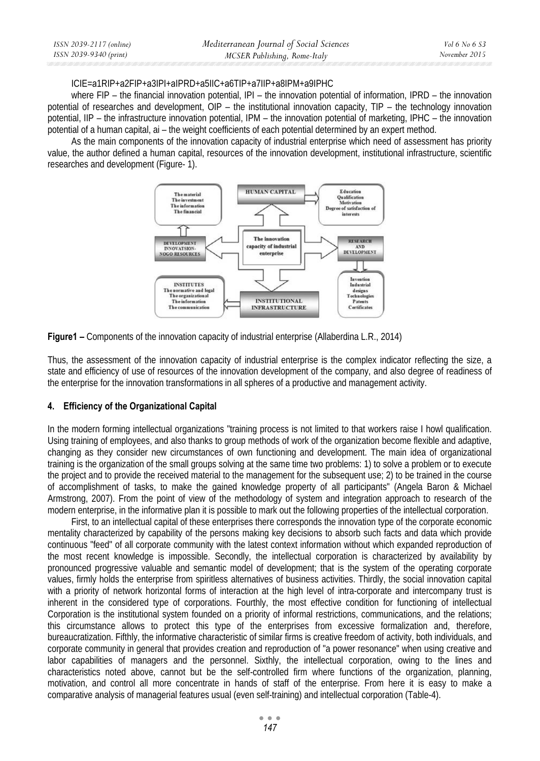$ICIE=a1RIP+a2FIP+a3IPI+aIPRD+a5IIC+a6TIP+a7IIP+a8IPM+a9IPHC$

where FIP – the financial innovation potential, IPI – the innovation potential of information, IPRD – the innovation potential of researches and development, OIP – the institutional innovation capacity, TIP – the technology innovation potential, IIP – the infrastructure innovation potential, IPM – the innovation potential of marketing, IPHC – the innovation potential of a human capital, ai – the weight coefficients of each potential determined by an expert method.

As the main components of the innovation capacity of industrial enterprise which need of assessment has priority value, the author defined a human capital, resources of the innovation development, institutional infrastructure, scientific researches and development (Figure- 1).

HUMAN CAPITAL

The material
The investment
The information
The financial

Education
Qualification
Motivation
Degree of satisfaction of interests

DEVELOPMENT INNOVATSION-NOGO RESOURCES

The innovation capacity of industrial enterprise

RESEARCH AND DEVELOPMENT

INSTITUTES
The normative and legal
The organizational
The information
The communication

INSTITUTIONAL INFRASTRUCTURE

Invention
Industrial designs
Technologies
Patents
Certificates

**Figure1 –** Components of the innovation capacity of industrial enterprise (Allaberdina L.R., 2014)

Thus, the assessment of the innovation capacity of industrial enterprise is the complex indicator reflecting the size, a state and efficiency of use of resources of the innovation development of the company, and also degree of readiness of the enterprise for the innovation transformations in all spheres of a productive and management activity.

## 4. Efficiency of the Organizational Capital

In the modern forming intellectual organizations "training process is not limited to that workers raise I howl qualification. Using training of employees, and also thanks to group methods of work of the organization become flexible and adaptive, changing as they consider new circumstances of own functioning and development. The main idea of organizational training is the organization of the small groups solving at the same time two problems: 1) to solve a problem or to execute the project and to provide the received material to the management for the subsequent use; 2) to be trained in the course of accomplishment of tasks, to make the gained knowledge property of all participants" (Angela Baron & Michael Armstrong, 2007). From the point of view of the methodology of system and integration approach to research of the modern enterprise, in the informative plan it is possible to mark out the following properties of the intellectual corporation.

First, to an intellectual capital of these enterprises there corresponds the innovation type of the corporate economic mentality characterized by capability of the persons making key decisions to absorb such facts and data which provide continuous "feed" of all corporate community with the latest context information without which expanded reproduction of the most recent knowledge is impossible. Secondly, the intellectual corporation is characterized by availability by pronounced progressive valuable and semantic model of development; that is the system of the operating corporate values, firmly holds the enterprise from spiritless alternatives of business activities. Thirdly, the social innovation capital with a priority of network horizontal forms of interaction at the high level of intra-corporate and intercompany trust is inherent in the considered type of corporations. Fourthly, the most effective condition for functioning of intellectual Corporation is the institutional system founded on a priority of informal restrictions, communications, and the relations; this circumstance allows to protect this type of the enterprises from excessive formalization and, therefore, bureaucratization. Fifthly, the informative characteristic of similar firms is creative freedom of activity, both individuals, and corporate community in general that provides creation and reproduction of "a power resonance" when using creative and labor capabilities of managers and the personnel. Sixthly, the intellectual corporation, owing to the lines and characteristics noted above, cannot but be the self-controlled firm where functions of the organization, planning, motivation, and control all more concentrate in hands of staff of the enterprise. From here it is easy to make a comparative analysis of managerial features usual (even self-training) and intellectual corporation (Table-4).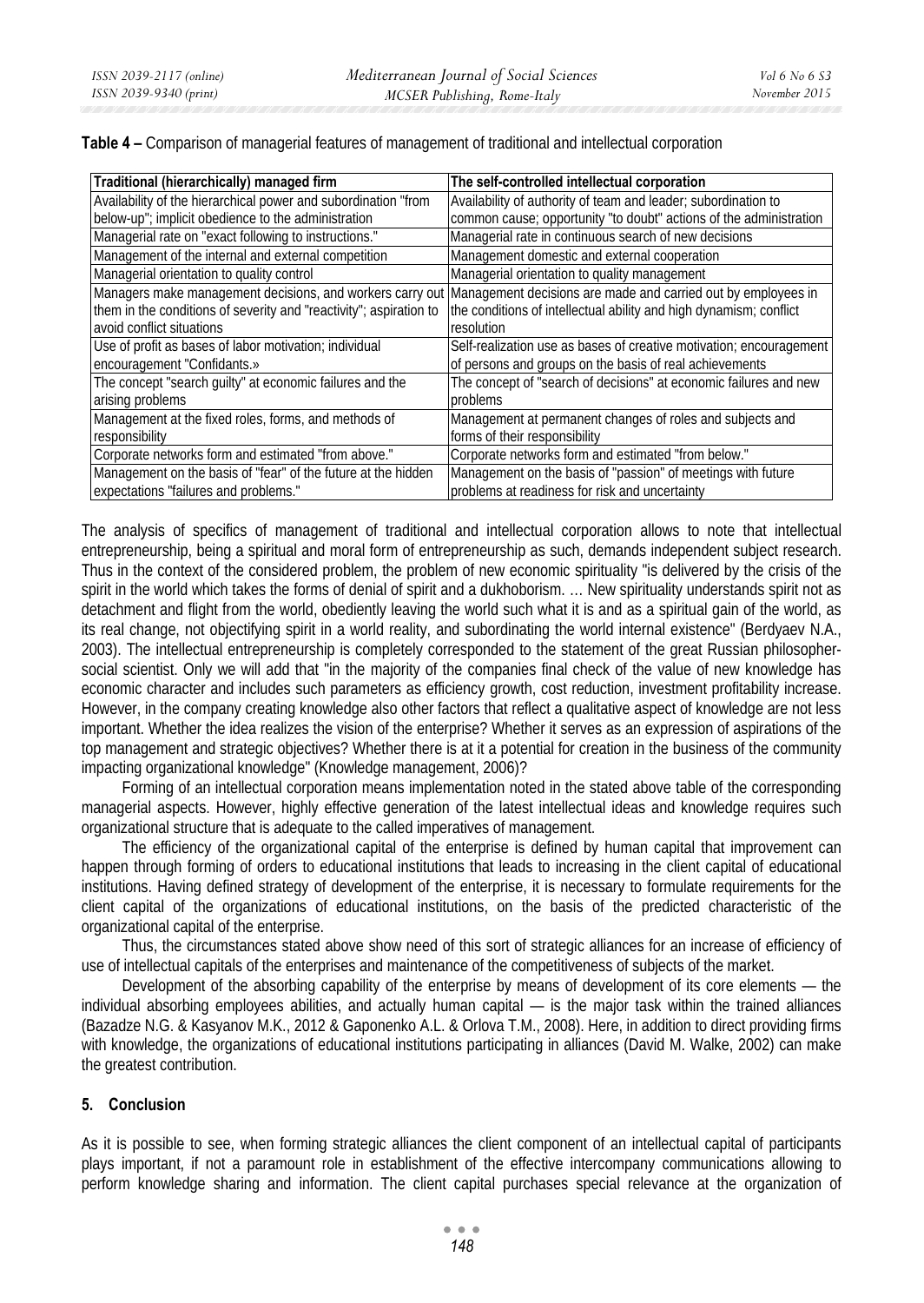**Table 4 –** Comparison of managerial features of management of traditional and intellectual corporation

| Traditional (hierarchically) managed firm | The self-controlled intellectual corporation |
|---|---|
| Availability of the hierarchical power and subordination "from below-up"; implicit obedience to the administration | Availability of authority of team and leader; subordination to common cause; opportunity "to doubt" actions of the administration |
| Managerial rate on "exact following to instructions." | Managerial rate in continuous search of new decisions |
| Management of the internal and external competition | Management domestic and external cooperation |
| Managerial orientation to quality control | Managerial orientation to quality management |
| Managers make management decisions, and workers carry out them in the conditions of severity and "reactivity"; aspiration to avoid conflict situations | Management decisions are made and carried out by employees in the conditions of intellectual ability and high dynamism; conflict resolution |
| Use of profit as bases of labor motivation; individual encouragement "Confidants.» | Self-realization use as bases of creative motivation; encouragement of persons and groups on the basis of real achievements |
| The concept "search guilty" at economic failures and the arising problems | The concept of "search of decisions" at economic failures and new problems |
| Management at the fixed roles, forms, and methods of responsibility | Management at permanent changes of roles and subjects and forms of their responsibility |
| Corporate networks form and estimated "from above." | Corporate networks form and estimated "from below." |
| Management on the basis of "fear" of the future at the hidden expectations "failures and problems." | Management on the basis of "passion" of meetings with future problems at readiness for risk and uncertainty |

The analysis of specifics of management of traditional and intellectual corporation allows to note that intellectual entrepreneurship, being a spiritual and moral form of entrepreneurship as such, demands independent subject research. Thus in the context of the considered problem, the problem of new economic spirituality "is delivered by the crisis of the spirit in the world which takes the forms of denial of spirit and a dukhoborism. … New spirituality understands spirit not as detachment and flight from the world, obediently leaving the world such what it is and as a spiritual gain of the world, as its real change, not objectifying spirit in a world reality, and subordinating the world internal existence" (Berdyaev N.A., 2003). The intellectual entrepreneurship is completely corresponded to the statement of the great Russian philosopher-social scientist. Only we will add that "in the majority of the companies final check of the value of new knowledge has economic character and includes such parameters as efficiency growth, cost reduction, investment profitability increase. However, in the company creating knowledge also other factors that reflect a qualitative aspect of knowledge are not less important. Whether the idea realizes the vision of the enterprise? Whether it serves as an expression of aspirations of the top management and strategic objectives? Whether there is at it a potential for creation in the business of the community impacting organizational knowledge" (Knowledge management, 2006)?

Forming of an intellectual corporation means implementation noted in the stated above table of the corresponding managerial aspects. However, highly effective generation of the latest intellectual ideas and knowledge requires such organizational structure that is adequate to the called imperatives of management.

The efficiency of the organizational capital of the enterprise is defined by human capital that improvement can happen through forming of orders to educational institutions that leads to increasing in the client capital of educational institutions. Having defined strategy of development of the enterprise, it is necessary to formulate requirements for the client capital of the organizations of educational institutions, on the basis of the predicted characteristic of the organizational capital of the enterprise.

Thus, the circumstances stated above show need of this sort of strategic alliances for an increase of efficiency of use of intellectual capitals of the enterprises and maintenance of the competitiveness of subjects of the market.

Development of the absorbing capability of the enterprise by means of development of its core elements — the individual absorbing employees abilities, and actually human capital — is the major task within the trained alliances (Bazadze N.G. & Kasyanov M.K., 2012 & Gaponenko A.L. & Orlova T.M., 2008). Here, in addition to direct providing firms with knowledge, the organizations of educational institutions participating in alliances (David M. Walke, 2002) can make the greatest contribution.

## 5. Conclusion

As it is possible to see, when forming strategic alliances the client component of an intellectual capital of participants plays important, if not a paramount role in establishment of the effective intercompany communications allowing to perform knowledge sharing and information. The client capital purchases special relevance at the organization of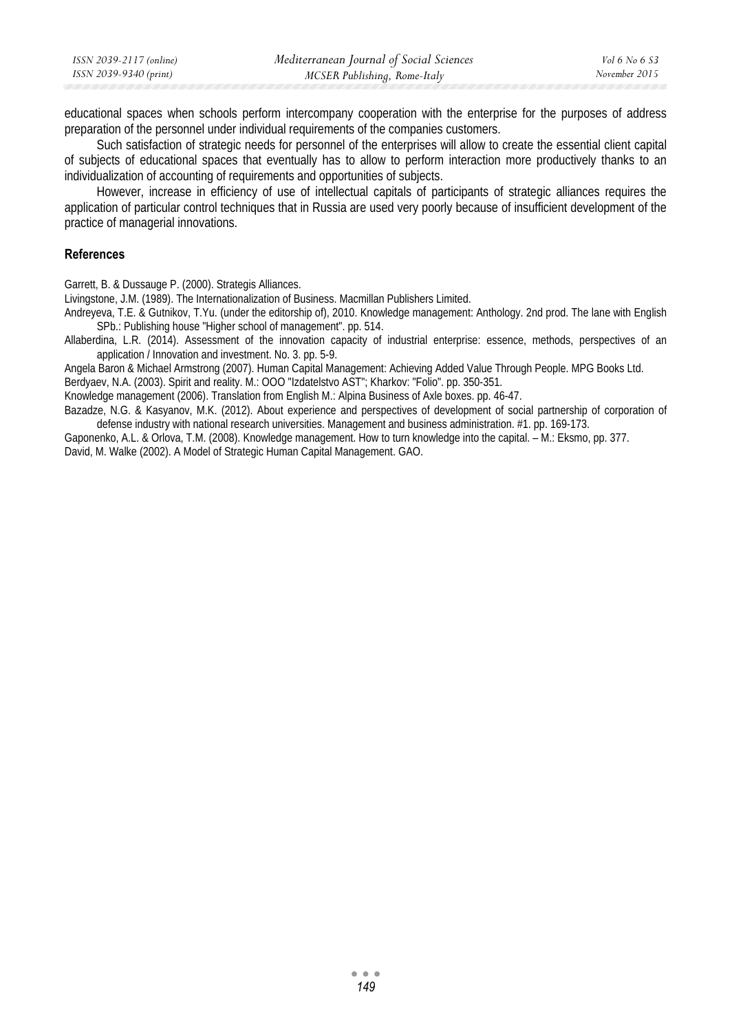educational spaces when schools perform intercompany cooperation with the enterprise for the purposes of address preparation of the personnel under individual requirements of the companies customers.

Such satisfaction of strategic needs for personnel of the enterprises will allow to create the essential client capital of subjects of educational spaces that eventually has to allow to perform interaction more productively thanks to an individualization of accounting of requirements and opportunities of subjects.

However, increase in efficiency of use of intellectual capitals of participants of strategic alliances requires the application of particular control techniques that in Russia are used very poorly because of insufficient development of the practice of managerial innovations.

## References

Garrett, B. & Dussauge P. (2000). Strategis Alliances.

Livingstone, J.M. (1989). The Internationalization of Business. Macmillan Publishers Limited.

Andreyeva, T.E. & Gutnikov, T.Yu. (under the editorship of), 2010. Knowledge management: Anthology. 2nd prod. The lane with English SPb.: Publishing house "Higher school of management". pp. 514.

Allaberdina, L.R. (2014). Assessment of the innovation capacity of industrial enterprise: essence, methods, perspectives of an application / Innovation and investment. No. 3. pp. 5-9.

Angela Baron & Michael Armstrong (2007). Human Capital Management: Achieving Added Value Through People. MPG Books Ltd.

Berdyaev, N.A. (2003). Spirit and reality. M.: OOO "Izdatelstvo AST"; Kharkov: "Folio". pp. 350-351.

Knowledge management (2006). Translation from English M.: Alpina Business of Axle boxes. pp. 46-47.

Bazadze, N.G. & Kasyanov, M.K. (2012). About experience and perspectives of development of social partnership of corporation of defense industry with national research universities. Management and business administration. #1. pp. 169-173.

Gaponenko, A.L. & Orlova, T.M. (2008). Knowledge management. How to turn knowledge into the capital. – M.: Eksmo, pp. 377.

David, M. Walke (2002). A Model of Strategic Human Capital Management. GAO.